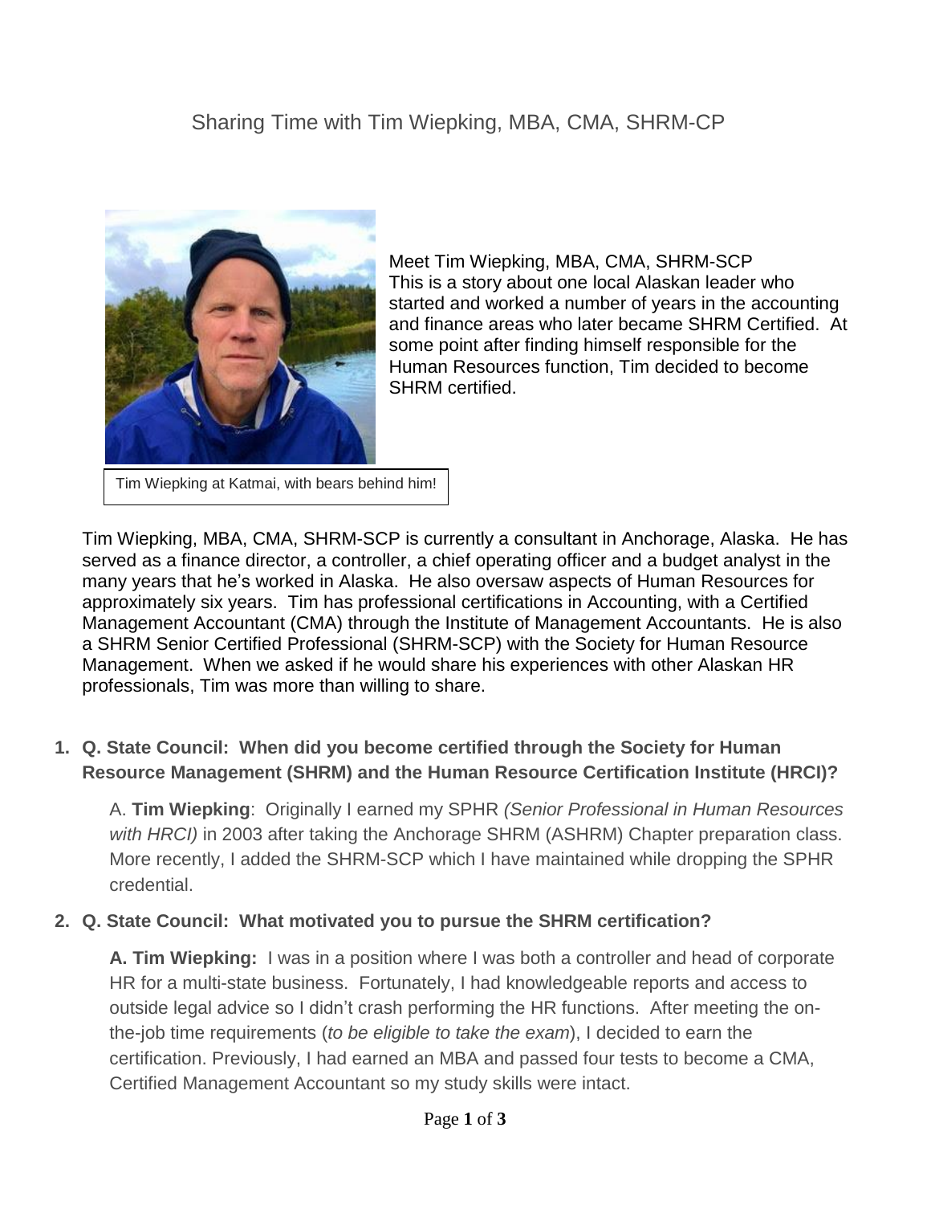# Sharing Time with Tim Wiepking, MBA, CMA, SHRM-CP

Tim Wiepking at Katmai, with bears behind him!

Meet Tim Wiepking, MBA, CMA, SHRM-SCP
This is a story about one local Alaskan leader who started and worked a number of years in the accounting and finance areas who later became SHRM Certified. At some point after finding himself responsible for the Human Resources function, Tim decided to become SHRM certified.

Tim Wiepking, MBA, CMA, SHRM-SCP is currently a consultant in Anchorage, Alaska. He has served as a finance director, a controller, a chief operating officer and a budget analyst in the many years that he's worked in Alaska. He also oversaw aspects of Human Resources for approximately six years. Tim has professional certifications in Accounting, with a Certified Management Accountant (CMA) through the Institute of Management Accountants. He is also a SHRM Senior Certified Professional (SHRM-SCP) with the Society for Human Resource Management. When we asked if he would share his experiences with other Alaskan HR professionals, Tim was more than willing to share.

1. **Q. State Council: When did you become certified through the Society for Human Resource Management (SHRM) and the Human Resource Certification Institute (HRCI)?**

   A. **Tim Wiepking**: Originally I earned my SPHR *(Senior Professional in Human Resources with HRCI)* in 2003 after taking the Anchorage SHRM (ASHRM) Chapter preparation class. More recently, I added the SHRM-SCP which I have maintained while dropping the SPHR credential.

2. **Q. State Council: What motivated you to pursue the SHRM certification?**

   **A. Tim Wiepking:** I was in a position where I was both a controller and head of corporate HR for a multi-state business. Fortunately, I had knowledgeable reports and access to outside legal advice so I didn't crash performing the HR functions. After meeting the on-the-job time requirements (*to be eligible to take the exam*), I decided to earn the certification. Previously, I had earned an MBA and passed four tests to become a CMA, Certified Management Accountant so my study skills were intact.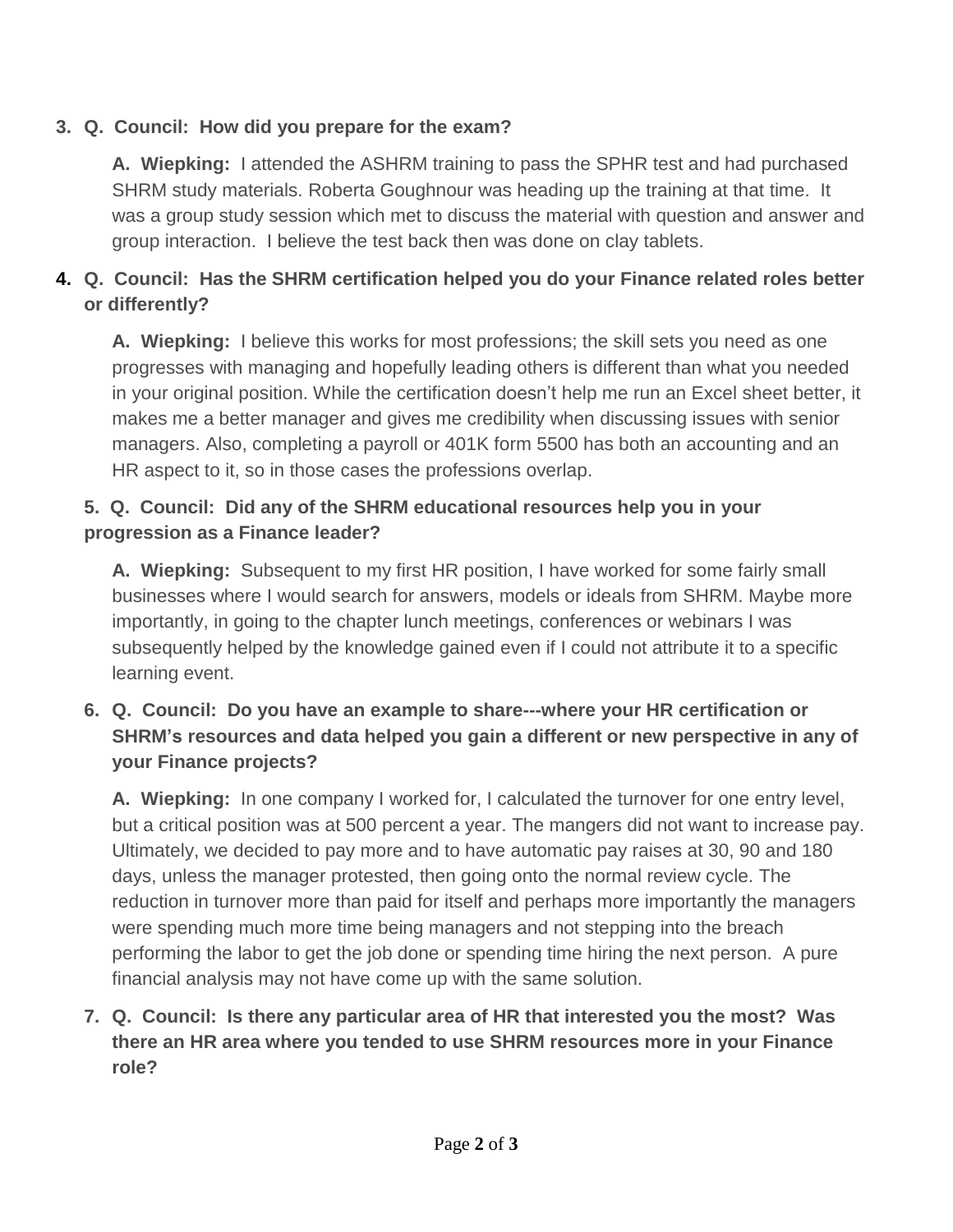3. **Q. Council: How did you prepare for the exam?**

   **A. Wiepking:** I attended the ASHRM training to pass the SPHR test and had purchased SHRM study materials. Roberta Goughnour was heading up the training at that time. It was a group study session which met to discuss the material with question and answer and group interaction. I believe the test back then was done on clay tablets.

4. **Q. Council: Has the SHRM certification helped you do your Finance related roles better or differently?**

   **A. Wiepking:** I believe this works for most professions; the skill sets you need as one progresses with managing and hopefully leading others is different than what you needed in your original position. While the certification doesn't help me run an Excel sheet better, it makes me a better manager and gives me credibility when discussing issues with senior managers. Also, completing a payroll or 401K form 5500 has both an accounting and an HR aspect to it, so in those cases the professions overlap.

5. **Q. Council: Did any of the SHRM educational resources help you in your progression as a Finance leader?**

   **A. Wiepking:** Subsequent to my first HR position, I have worked for some fairly small businesses where I would search for answers, models or ideals from SHRM. Maybe more importantly, in going to the chapter lunch meetings, conferences or webinars I was subsequently helped by the knowledge gained even if I could not attribute it to a specific learning event.

6. **Q. Council: Do you have an example to share---where your HR certification or SHRM's resources and data helped you gain a different or new perspective in any of your Finance projects?**

   **A. Wiepking:** In one company I worked for, I calculated the turnover for one entry level, but a critical position was at 500 percent a year. The mangers did not want to increase pay. Ultimately, we decided to pay more and to have automatic pay raises at 30, 90 and 180 days, unless the manager protested, then going onto the normal review cycle. The reduction in turnover more than paid for itself and perhaps more importantly the managers were spending much more time being managers and not stepping into the breach performing the labor to get the job done or spending time hiring the next person. A pure financial analysis may not have come up with the same solution.

7. **Q. Council: Is there any particular area of HR that interested you the most? Was there an HR area where you tended to use SHRM resources more in your Finance role?**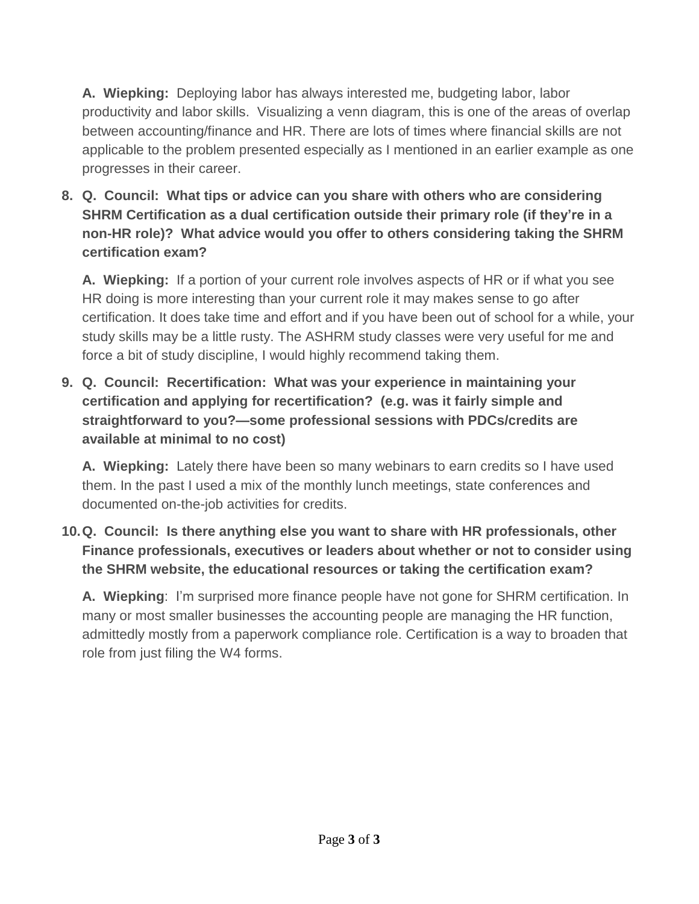**A. Wiepking:** Deploying labor has always interested me, budgeting labor, labor productivity and labor skills. Visualizing a venn diagram, this is one of the areas of overlap between accounting/finance and HR. There are lots of times where financial skills are not applicable to the problem presented especially as I mentioned in an earlier example as one progresses in their career.

8. **Q. Council: What tips or advice can you share with others who are considering SHRM Certification as a dual certification outside their primary role (if they're in a non-HR role)? What advice would you offer to others considering taking the SHRM certification exam?**

   **A. Wiepking:** If a portion of your current role involves aspects of HR or if what you see HR doing is more interesting than your current role it may makes sense to go after certification. It does take time and effort and if you have been out of school for a while, your study skills may be a little rusty. The ASHRM study classes were very useful for me and force a bit of study discipline, I would highly recommend taking them.

9. **Q. Council: Recertification: What was your experience in maintaining your certification and applying for recertification? (e.g. was it fairly simple and straightforward to you?—some professional sessions with PDCs/credits are available at minimal to no cost)**

   **A. Wiepking:** Lately there have been so many webinars to earn credits so I have used them. In the past I used a mix of the monthly lunch meetings, state conferences and documented on-the-job activities for credits.

10. **Q. Council: Is there anything else you want to share with HR professionals, other Finance professionals, executives or leaders about whether or not to consider using the SHRM website, the educational resources or taking the certification exam?**

    **A. Wiepking**: I'm surprised more finance people have not gone for SHRM certification. In many or most smaller businesses the accounting people are managing the HR function, admittedly mostly from a paperwork compliance role. Certification is a way to broaden that role from just filing the W4 forms.